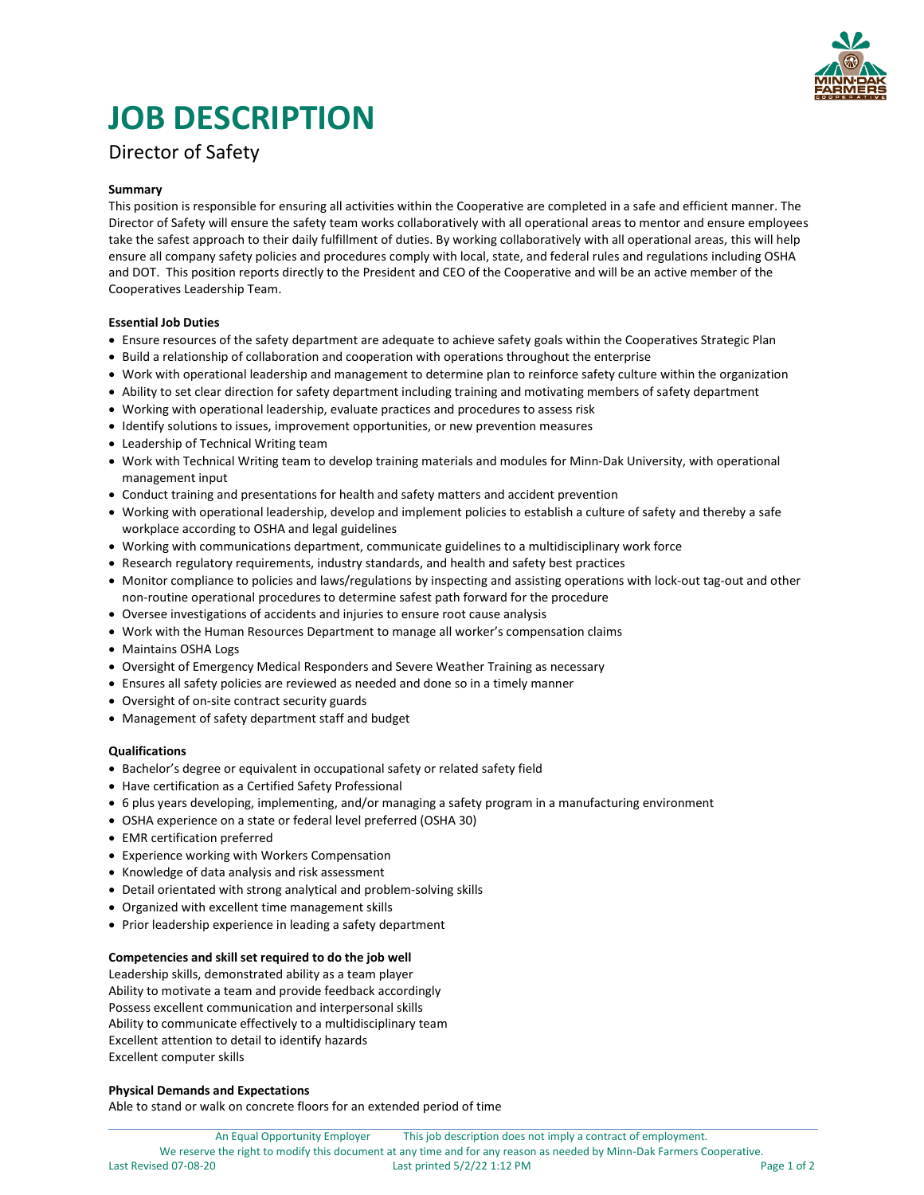# JOB DESCRIPTION

## Director of Safety

**Summary**

This position is responsible for ensuring all activities within the Cooperative are completed in a safe and efficient manner. The Director of Safety will ensure the safety team works collaboratively with all operational areas to mentor and ensure employees take the safest approach to their daily fulfillment of duties. By working collaboratively with all operational areas, this will help ensure all company safety policies and procedures comply with local, state, and federal rules and regulations including OSHA and DOT. This position reports directly to the President and CEO of the Cooperative and will be an active member of the Cooperatives Leadership Team.

**Essential Job Duties**

- Ensure resources of the safety department are adequate to achieve safety goals within the Cooperatives Strategic Plan
- Build a relationship of collaboration and cooperation with operations throughout the enterprise
- Work with operational leadership and management to determine plan to reinforce safety culture within the organization
- Ability to set clear direction for safety department including training and motivating members of safety department
- Working with operational leadership, evaluate practices and procedures to assess risk
- Identify solutions to issues, improvement opportunities, or new prevention measures
- Leadership of Technical Writing team
- Work with Technical Writing team to develop training materials and modules for Minn-Dak University, with operational management input
- Conduct training and presentations for health and safety matters and accident prevention
- Working with operational leadership, develop and implement policies to establish a culture of safety and thereby a safe workplace according to OSHA and legal guidelines
- Working with communications department, communicate guidelines to a multidisciplinary work force
- Research regulatory requirements, industry standards, and health and safety best practices
- Monitor compliance to policies and laws/regulations by inspecting and assisting operations with lock-out tag-out and other non-routine operational procedures to determine safest path forward for the procedure
- Oversee investigations of accidents and injuries to ensure root cause analysis
- Work with the Human Resources Department to manage all worker's compensation claims
- Maintains OSHA Logs
- Oversight of Emergency Medical Responders and Severe Weather Training as necessary
- Ensures all safety policies are reviewed as needed and done so in a timely manner
- Oversight of on-site contract security guards
- Management of safety department staff and budget

**Qualifications**

- Bachelor's degree or equivalent in occupational safety or related safety field
- Have certification as a Certified Safety Professional
- 6 plus years developing, implementing, and/or managing a safety program in a manufacturing environment
- OSHA experience on a state or federal level preferred (OSHA 30)
- EMR certification preferred
- Experience working with Workers Compensation
- Knowledge of data analysis and risk assessment
- Detail orientated with strong analytical and problem-solving skills
- Organized with excellent time management skills
- Prior leadership experience in leading a safety department

**Competencies and skill set required to do the job well**

Leadership skills, demonstrated ability as a team player
Ability to motivate a team and provide feedback accordingly
Possess excellent communication and interpersonal skills
Ability to communicate effectively to a multidisciplinary team
Excellent attention to detail to identify hazards
Excellent computer skills

**Physical Demands and Expectations**

Able to stand or walk on concrete floors for an extended period of time

An Equal Opportunity Employer    This job description does not imply a contract of employment.
We reserve the right to modify this document at any time and for any reason as needed by Minn-Dak Farmers Cooperative.
Last Revised 07-08-20    Last printed 5/2/22 1:12 PM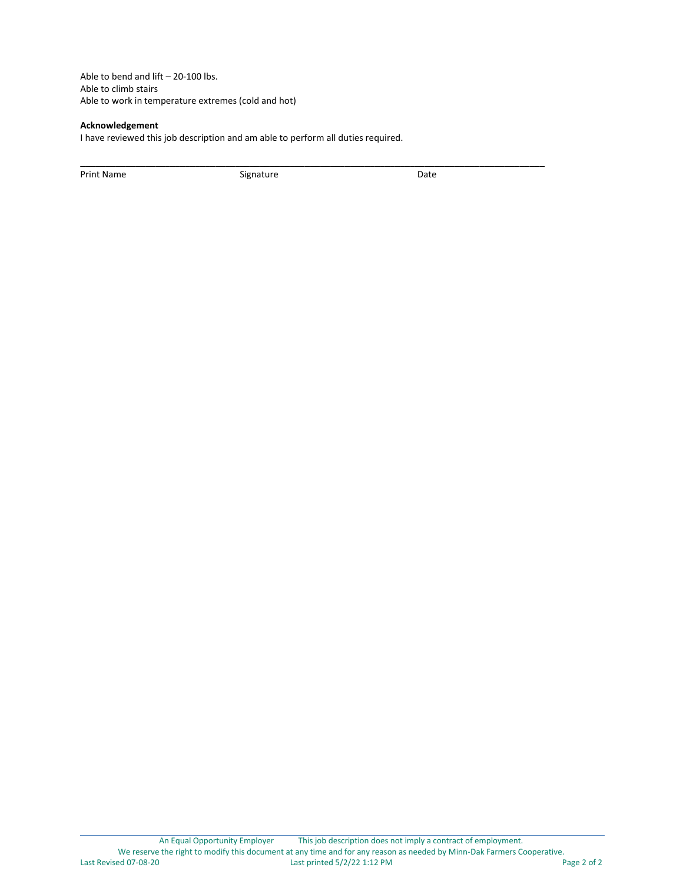Able to bend and lift – 20-100 lbs.
Able to climb stairs
Able to work in temperature extremes (cold and hot)

**Acknowledgement**
I have reviewed this job description and am able to perform all duties required.

_______________________________________________________________________________________________

Print Name                    Signature                    Date

An Equal Opportunity Employer    This job description does not imply a contract of employment.
We reserve the right to modify this document at any time and for any reason as needed by Minn-Dak Farmers Cooperative.
Last Revised 07-08-20    Last printed 5/2/22 1:12 PM